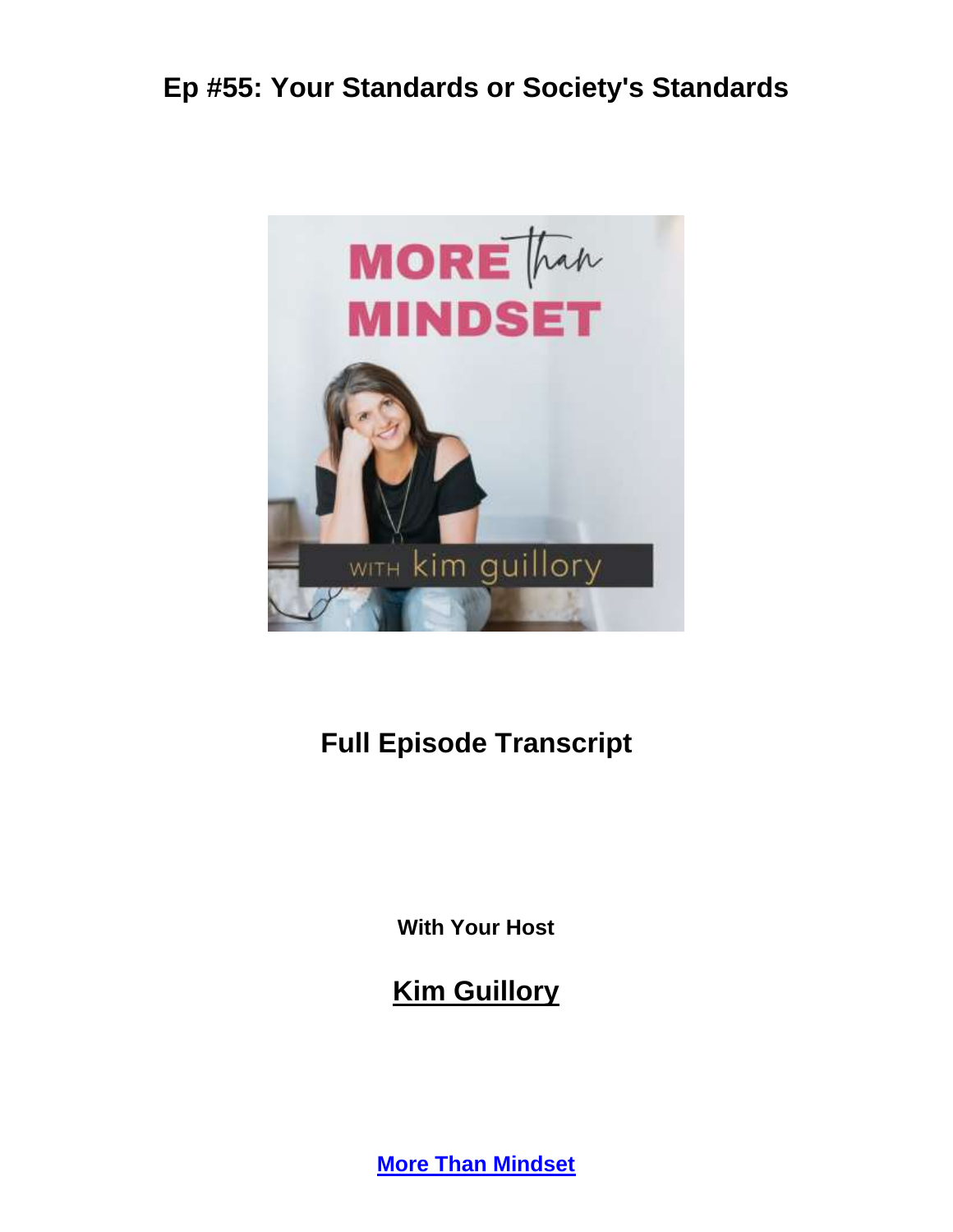# Ep #55: Your Standards or Society's Standards

## Full Episode Transcript

**With Your Host**

## Kim Guillory

**More Than Mindset**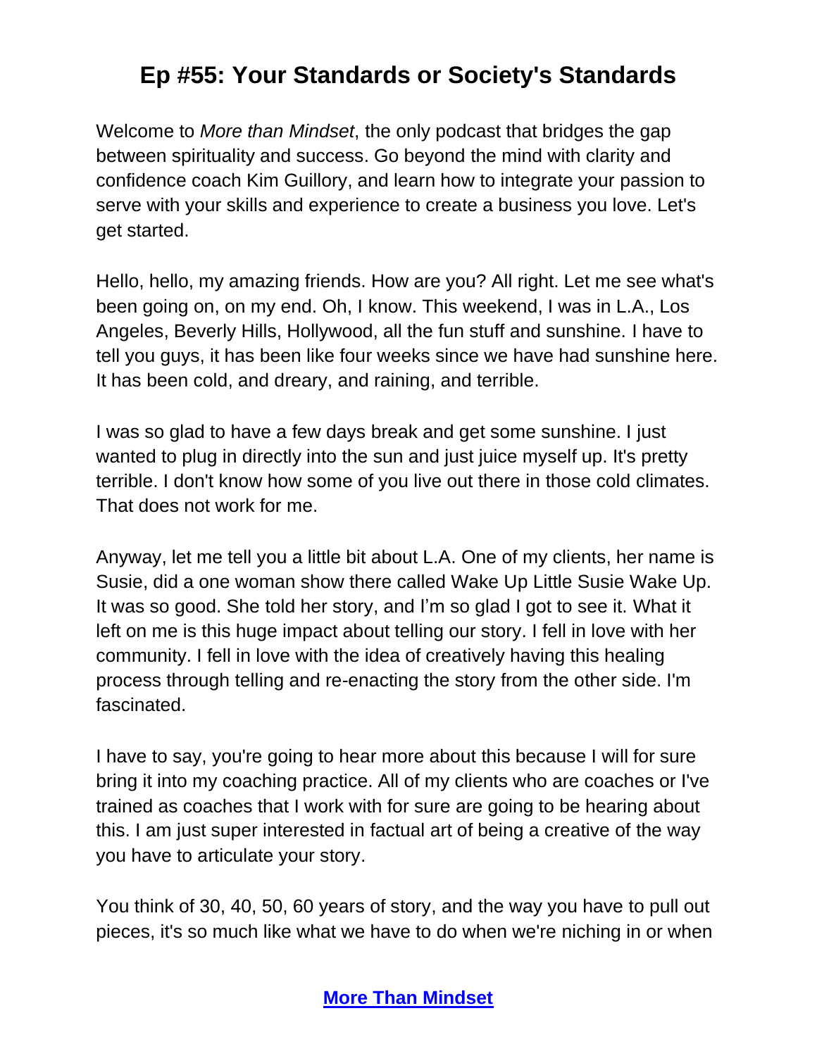# Ep #55: Your Standards or Society's Standards

Welcome to *More than Mindset*, the only podcast that bridges the gap between spirituality and success. Go beyond the mind with clarity and confidence coach Kim Guillory, and learn how to integrate your passion to serve with your skills and experience to create a business you love. Let's get started.

Hello, hello, my amazing friends. How are you? All right. Let me see what's been going on, on my end. Oh, I know. This weekend, I was in L.A., Los Angeles, Beverly Hills, Hollywood, all the fun stuff and sunshine. I have to tell you guys, it has been like four weeks since we have had sunshine here. It has been cold, and dreary, and raining, and terrible.

I was so glad to have a few days break and get some sunshine. I just wanted to plug in directly into the sun and just juice myself up. It's pretty terrible. I don't know how some of you live out there in those cold climates. That does not work for me.

Anyway, let me tell you a little bit about L.A. One of my clients, her name is Susie, did a one woman show there called Wake Up Little Susie Wake Up. It was so good. She told her story, and I'm so glad I got to see it. What it left on me is this huge impact about telling our story. I fell in love with her community. I fell in love with the idea of creatively having this healing process through telling and re-enacting the story from the other side. I'm fascinated.

I have to say, you're going to hear more about this because I will for sure bring it into my coaching practice. All of my clients who are coaches or I've trained as coaches that I work with for sure are going to be hearing about this. I am just super interested in factual art of being a creative of the way you have to articulate your story.

You think of 30, 40, 50, 60 years of story, and the way you have to pull out pieces, it's so much like what we have to do when we're niching in or when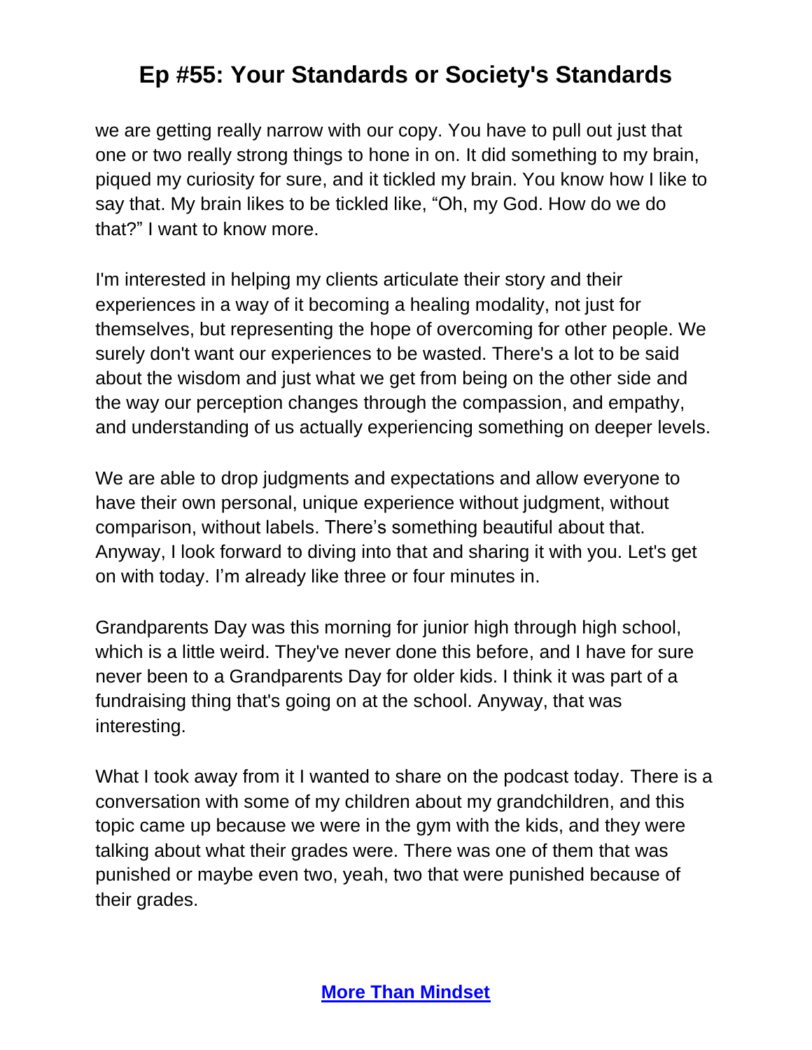we are getting really narrow with our copy. You have to pull out just that one or two really strong things to hone in on. It did something to my brain, piqued my curiosity for sure, and it tickled my brain. You know how I like to say that. My brain likes to be tickled like, "Oh, my God. How do we do that?" I want to know more.

I'm interested in helping my clients articulate their story and their experiences in a way of it becoming a healing modality, not just for themselves, but representing the hope of overcoming for other people. We surely don't want our experiences to be wasted. There's a lot to be said about the wisdom and just what we get from being on the other side and the way our perception changes through the compassion, and empathy, and understanding of us actually experiencing something on deeper levels.

We are able to drop judgments and expectations and allow everyone to have their own personal, unique experience without judgment, without comparison, without labels. There's something beautiful about that. Anyway, I look forward to diving into that and sharing it with you. Let's get on with today. I'm already like three or four minutes in.

Grandparents Day was this morning for junior high through high school, which is a little weird. They've never done this before, and I have for sure never been to a Grandparents Day for older kids. I think it was part of a fundraising thing that's going on at the school. Anyway, that was interesting.

What I took away from it I wanted to share on the podcast today. There is a conversation with some of my children about my grandchildren, and this topic came up because we were in the gym with the kids, and they were talking about what their grades were. There was one of them that was punished or maybe even two, yeah, two that were punished because of their grades.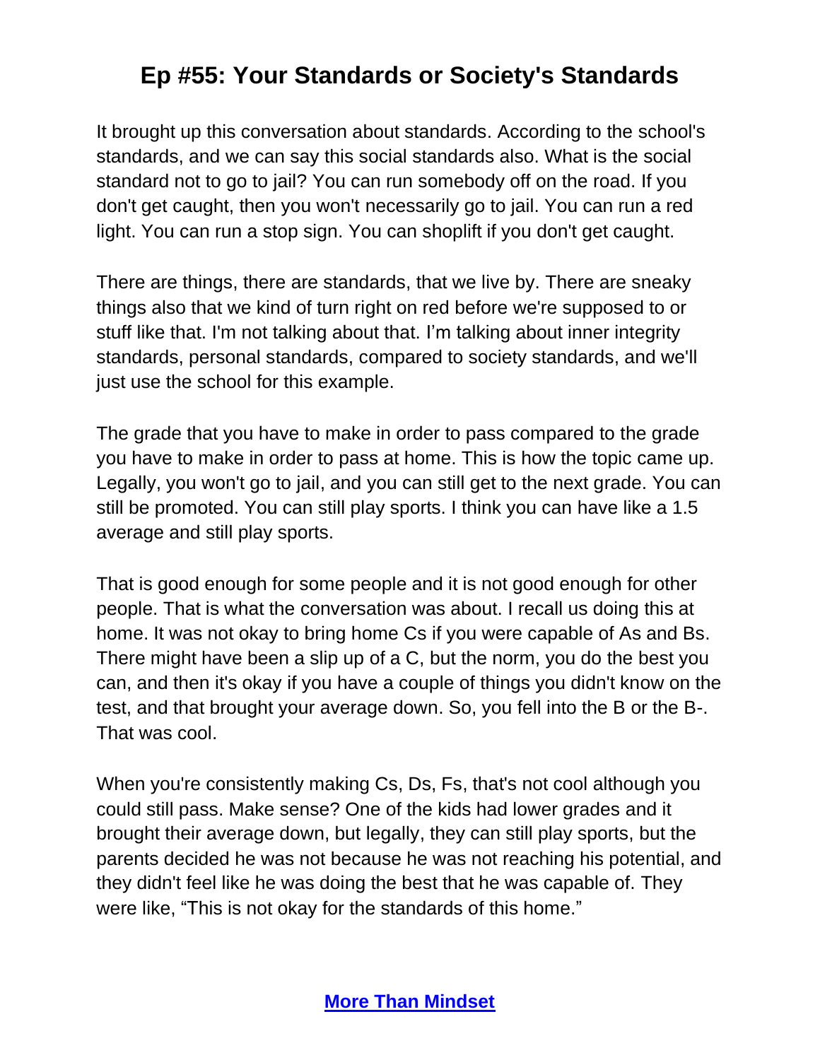# Ep #55: Your Standards or Society's Standards

It brought up this conversation about standards. According to the school's standards, and we can say this social standards also. What is the social standard not to go to jail? You can run somebody off on the road. If you don't get caught, then you won't necessarily go to jail. You can run a red light. You can run a stop sign. You can shoplift if you don't get caught.

There are things, there are standards, that we live by. There are sneaky things also that we kind of turn right on red before we're supposed to or stuff like that. I'm not talking about that. I'm talking about inner integrity standards, personal standards, compared to society standards, and we'll just use the school for this example.

The grade that you have to make in order to pass compared to the grade you have to make in order to pass at home. This is how the topic came up. Legally, you won't go to jail, and you can still get to the next grade. You can still be promoted. You can still play sports. I think you can have like a 1.5 average and still play sports.

That is good enough for some people and it is not good enough for other people. That is what the conversation was about. I recall us doing this at home. It was not okay to bring home Cs if you were capable of As and Bs. There might have been a slip up of a C, but the norm, you do the best you can, and then it's okay if you have a couple of things you didn't know on the test, and that brought your average down. So, you fell into the B or the B-. That was cool.

When you're consistently making Cs, Ds, Fs, that's not cool although you could still pass. Make sense? One of the kids had lower grades and it brought their average down, but legally, they can still play sports, but the parents decided he was not because he was not reaching his potential, and they didn't feel like he was doing the best that he was capable of. They were like, "This is not okay for the standards of this home."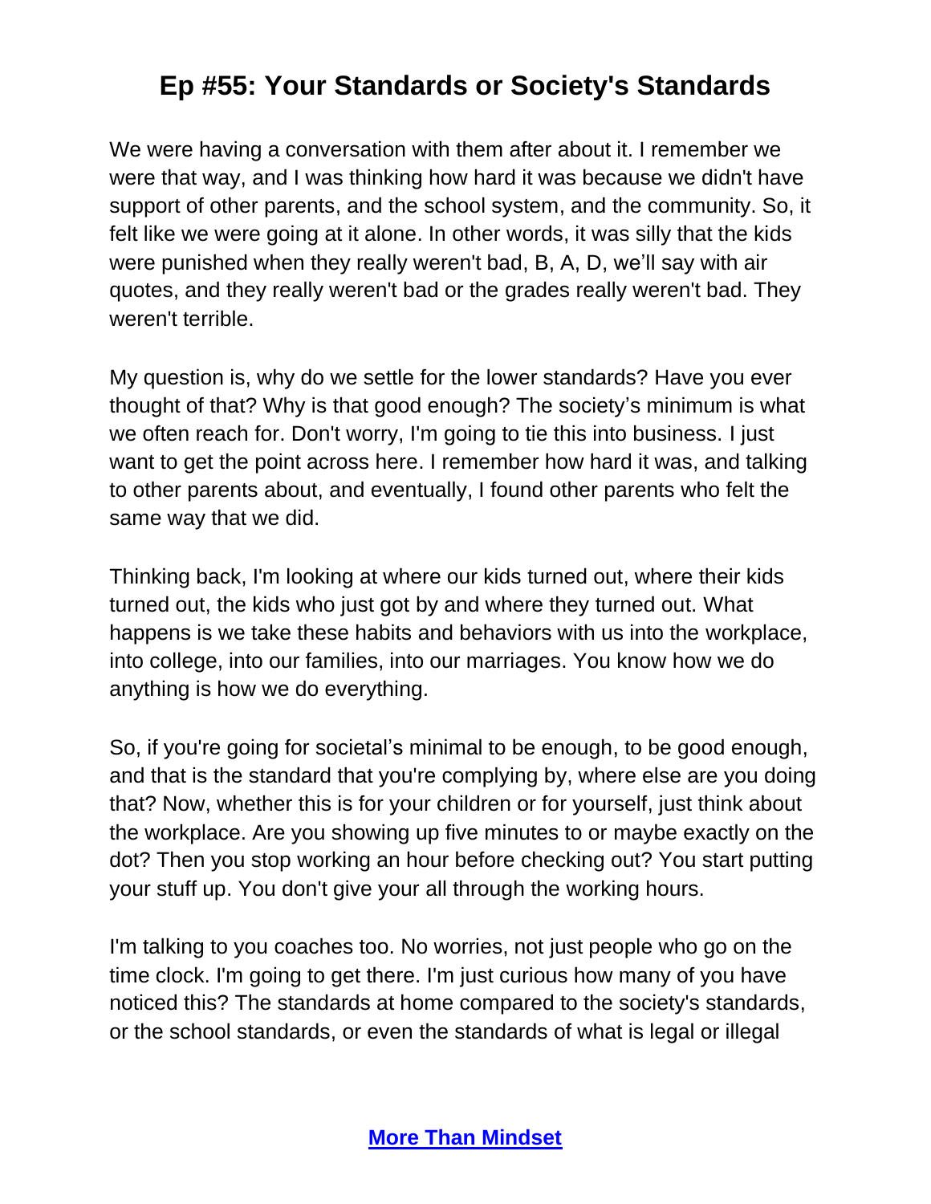# Ep #55: Your Standards or Society's Standards

We were having a conversation with them after about it. I remember we were that way, and I was thinking how hard it was because we didn't have support of other parents, and the school system, and the community. So, it felt like we were going at it alone. In other words, it was silly that the kids were punished when they really weren't bad, B, A, D, we'll say with air quotes, and they really weren't bad or the grades really weren't bad. They weren't terrible.

My question is, why do we settle for the lower standards? Have you ever thought of that? Why is that good enough? The society's minimum is what we often reach for. Don't worry, I'm going to tie this into business. I just want to get the point across here. I remember how hard it was, and talking to other parents about, and eventually, I found other parents who felt the same way that we did.

Thinking back, I'm looking at where our kids turned out, where their kids turned out, the kids who just got by and where they turned out. What happens is we take these habits and behaviors with us into the workplace, into college, into our families, into our marriages. You know how we do anything is how we do everything.

So, if you're going for societal's minimal to be enough, to be good enough, and that is the standard that you're complying by, where else are you doing that? Now, whether this is for your children or for yourself, just think about the workplace. Are you showing up five minutes to or maybe exactly on the dot? Then you stop working an hour before checking out? You start putting your stuff up. You don't give your all through the working hours.

I'm talking to you coaches too. No worries, not just people who go on the time clock. I'm going to get there. I'm just curious how many of you have noticed this? The standards at home compared to the society's standards, or the school standards, or even the standards of what is legal or illegal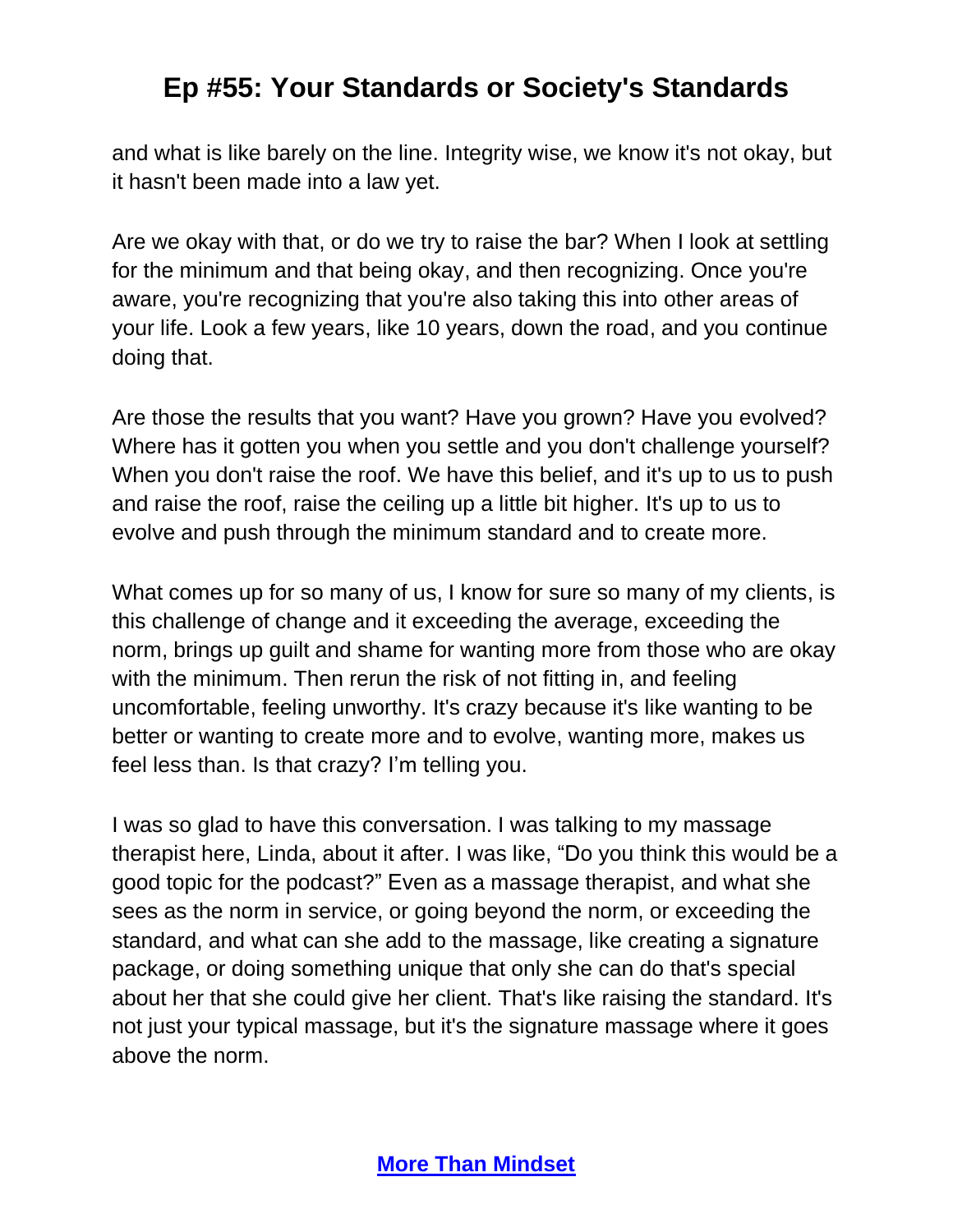and what is like barely on the line. Integrity wise, we know it's not okay, but it hasn't been made into a law yet.

Are we okay with that, or do we try to raise the bar? When I look at settling for the minimum and that being okay, and then recognizing. Once you're aware, you're recognizing that you're also taking this into other areas of your life. Look a few years, like 10 years, down the road, and you continue doing that.

Are those the results that you want? Have you grown? Have you evolved? Where has it gotten you when you settle and you don't challenge yourself? When you don't raise the roof. We have this belief, and it's up to us to push and raise the roof, raise the ceiling up a little bit higher. It's up to us to evolve and push through the minimum standard and to create more.

What comes up for so many of us, I know for sure so many of my clients, is this challenge of change and it exceeding the average, exceeding the norm, brings up guilt and shame for wanting more from those who are okay with the minimum. Then rerun the risk of not fitting in, and feeling uncomfortable, feeling unworthy. It's crazy because it's like wanting to be better or wanting to create more and to evolve, wanting more, makes us feel less than. Is that crazy? I'm telling you.

I was so glad to have this conversation. I was talking to my massage therapist here, Linda, about it after. I was like, "Do you think this would be a good topic for the podcast?" Even as a massage therapist, and what she sees as the norm in service, or going beyond the norm, or exceeding the standard, and what can she add to the massage, like creating a signature package, or doing something unique that only she can do that's special about her that she could give her client. That's like raising the standard. It's not just your typical massage, but it's the signature massage where it goes above the norm.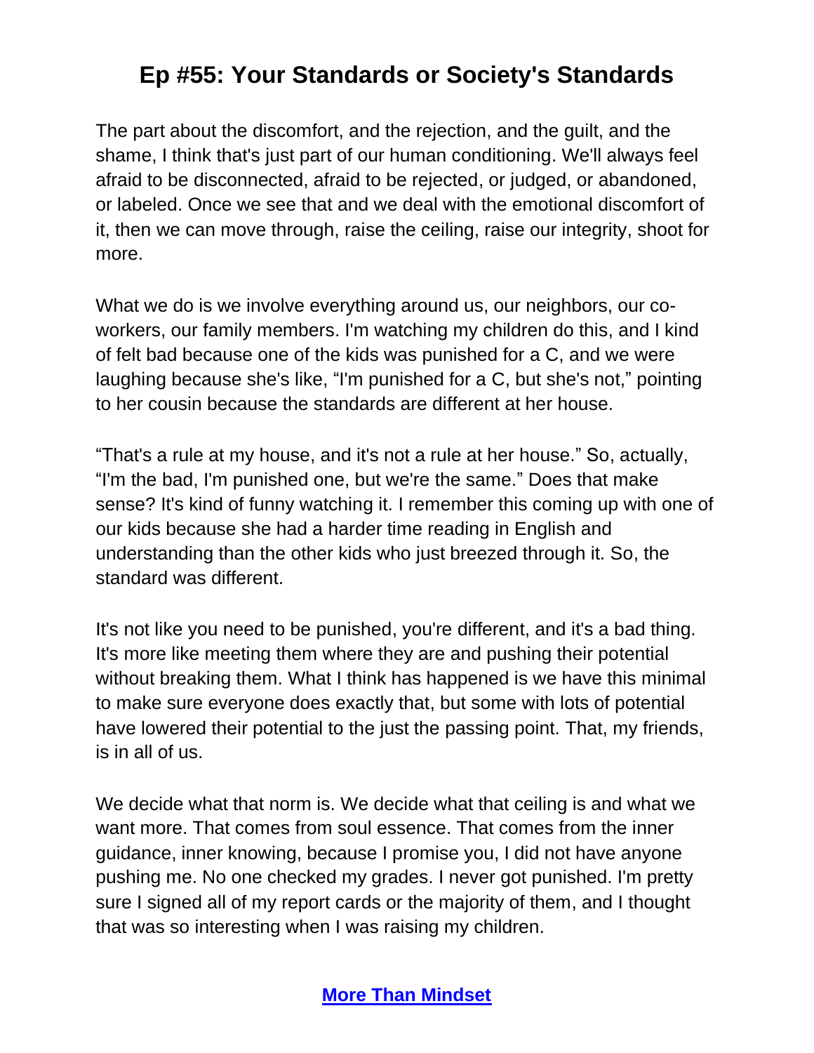The part about the discomfort, and the rejection, and the guilt, and the shame, I think that's just part of our human conditioning. We'll always feel afraid to be disconnected, afraid to be rejected, or judged, or abandoned, or labeled. Once we see that and we deal with the emotional discomfort of it, then we can move through, raise the ceiling, raise our integrity, shoot for more.

What we do is we involve everything around us, our neighbors, our co-workers, our family members. I'm watching my children do this, and I kind of felt bad because one of the kids was punished for a C, and we were laughing because she's like, "I'm punished for a C, but she's not," pointing to her cousin because the standards are different at her house.

"That's a rule at my house, and it's not a rule at her house." So, actually, "I'm the bad, I'm punished one, but we're the same." Does that make sense? It's kind of funny watching it. I remember this coming up with one of our kids because she had a harder time reading in English and understanding than the other kids who just breezed through it. So, the standard was different.

It's not like you need to be punished, you're different, and it's a bad thing. It's more like meeting them where they are and pushing their potential without breaking them. What I think has happened is we have this minimal to make sure everyone does exactly that, but some with lots of potential have lowered their potential to the just the passing point. That, my friends, is in all of us.

We decide what that norm is. We decide what that ceiling is and what we want more. That comes from soul essence. That comes from the inner guidance, inner knowing, because I promise you, I did not have anyone pushing me. No one checked my grades. I never got punished. I'm pretty sure I signed all of my report cards or the majority of them, and I thought that was so interesting when I was raising my children.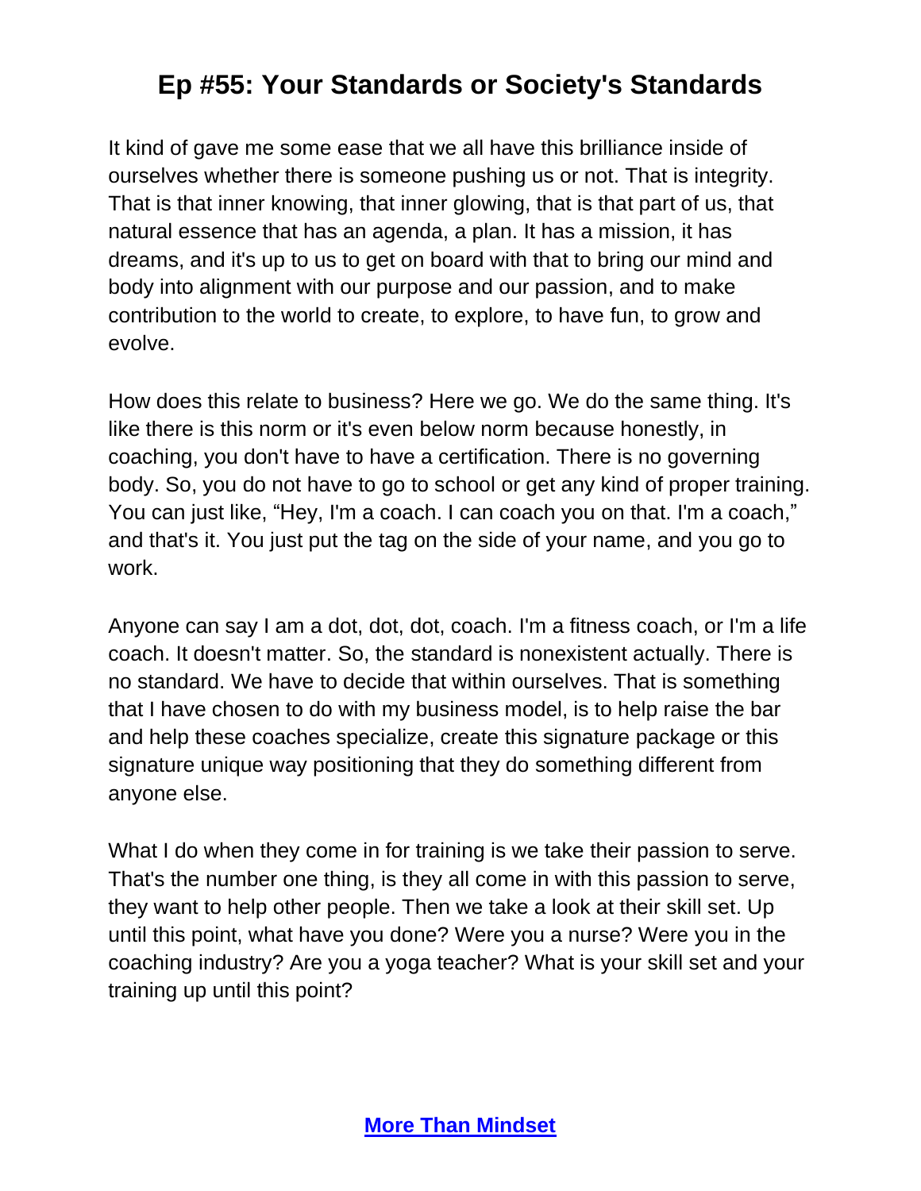It kind of gave me some ease that we all have this brilliance inside of ourselves whether there is someone pushing us or not. That is integrity. That is that inner knowing, that inner glowing, that is that part of us, that natural essence that has an agenda, a plan. It has a mission, it has dreams, and it's up to us to get on board with that to bring our mind and body into alignment with our purpose and our passion, and to make contribution to the world to create, to explore, to have fun, to grow and evolve.

How does this relate to business? Here we go. We do the same thing. It's like there is this norm or it's even below norm because honestly, in coaching, you don't have to have a certification. There is no governing body. So, you do not have to go to school or get any kind of proper training. You can just like, "Hey, I'm a coach. I can coach you on that. I'm a coach," and that's it. You just put the tag on the side of your name, and you go to work.

Anyone can say I am a dot, dot, dot, coach. I'm a fitness coach, or I'm a life coach. It doesn't matter. So, the standard is nonexistent actually. There is no standard. We have to decide that within ourselves. That is something that I have chosen to do with my business model, is to help raise the bar and help these coaches specialize, create this signature package or this signature unique way positioning that they do something different from anyone else.

What I do when they come in for training is we take their passion to serve. That's the number one thing, is they all come in with this passion to serve, they want to help other people. Then we take a look at their skill set. Up until this point, what have you done? Were you a nurse? Were you in the coaching industry? Are you a yoga teacher? What is your skill set and your training up until this point?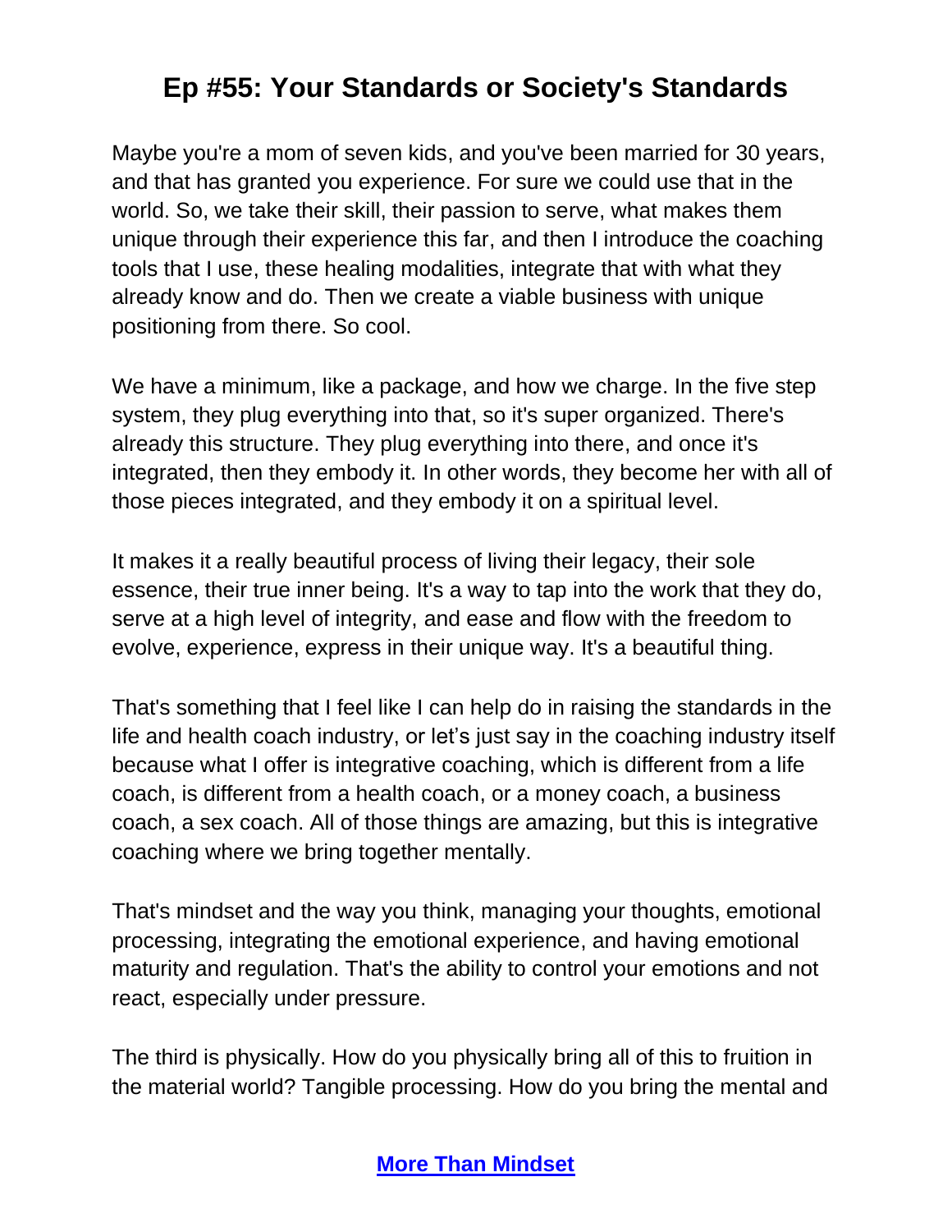Maybe you're a mom of seven kids, and you've been married for 30 years, and that has granted you experience. For sure we could use that in the world. So, we take their skill, their passion to serve, what makes them unique through their experience this far, and then I introduce the coaching tools that I use, these healing modalities, integrate that with what they already know and do. Then we create a viable business with unique positioning from there. So cool.

We have a minimum, like a package, and how we charge. In the five step system, they plug everything into that, so it's super organized. There's already this structure. They plug everything into there, and once it's integrated, then they embody it. In other words, they become her with all of those pieces integrated, and they embody it on a spiritual level.

It makes it a really beautiful process of living their legacy, their sole essence, their true inner being. It's a way to tap into the work that they do, serve at a high level of integrity, and ease and flow with the freedom to evolve, experience, express in their unique way. It's a beautiful thing.

That's something that I feel like I can help do in raising the standards in the life and health coach industry, or let's just say in the coaching industry itself because what I offer is integrative coaching, which is different from a life coach, is different from a health coach, or a money coach, a business coach, a sex coach. All of those things are amazing, but this is integrative coaching where we bring together mentally.

That's mindset and the way you think, managing your thoughts, emotional processing, integrating the emotional experience, and having emotional maturity and regulation. That's the ability to control your emotions and not react, especially under pressure.

The third is physically. How do you physically bring all of this to fruition in the material world? Tangible processing. How do you bring the mental and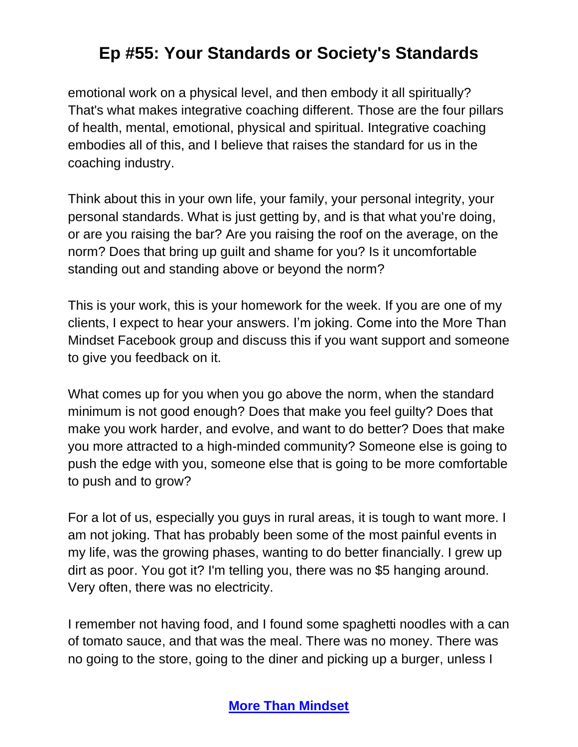emotional work on a physical level, and then embody it all spiritually? That's what makes integrative coaching different. Those are the four pillars of health, mental, emotional, physical and spiritual. Integrative coaching embodies all of this, and I believe that raises the standard for us in the coaching industry.

Think about this in your own life, your family, your personal integrity, your personal standards. What is just getting by, and is that what you're doing, or are you raising the bar? Are you raising the roof on the average, on the norm? Does that bring up guilt and shame for you? Is it uncomfortable standing out and standing above or beyond the norm?

This is your work, this is your homework for the week. If you are one of my clients, I expect to hear your answers. I'm joking. Come into the More Than Mindset Facebook group and discuss this if you want support and someone to give you feedback on it.

What comes up for you when you go above the norm, when the standard minimum is not good enough? Does that make you feel guilty? Does that make you work harder, and evolve, and want to do better? Does that make you more attracted to a high-minded community? Someone else is going to push the edge with you, someone else that is going to be more comfortable to push and to grow?

For a lot of us, especially you guys in rural areas, it is tough to want more. I am not joking. That has probably been some of the most painful events in my life, was the growing phases, wanting to do better financially. I grew up dirt as poor. You got it? I'm telling you, there was no $5 hanging around. Very often, there was no electricity.

I remember not having food, and I found some spaghetti noodles with a can of tomato sauce, and that was the meal. There was no money. There was no going to the store, going to the diner and picking up a burger, unless I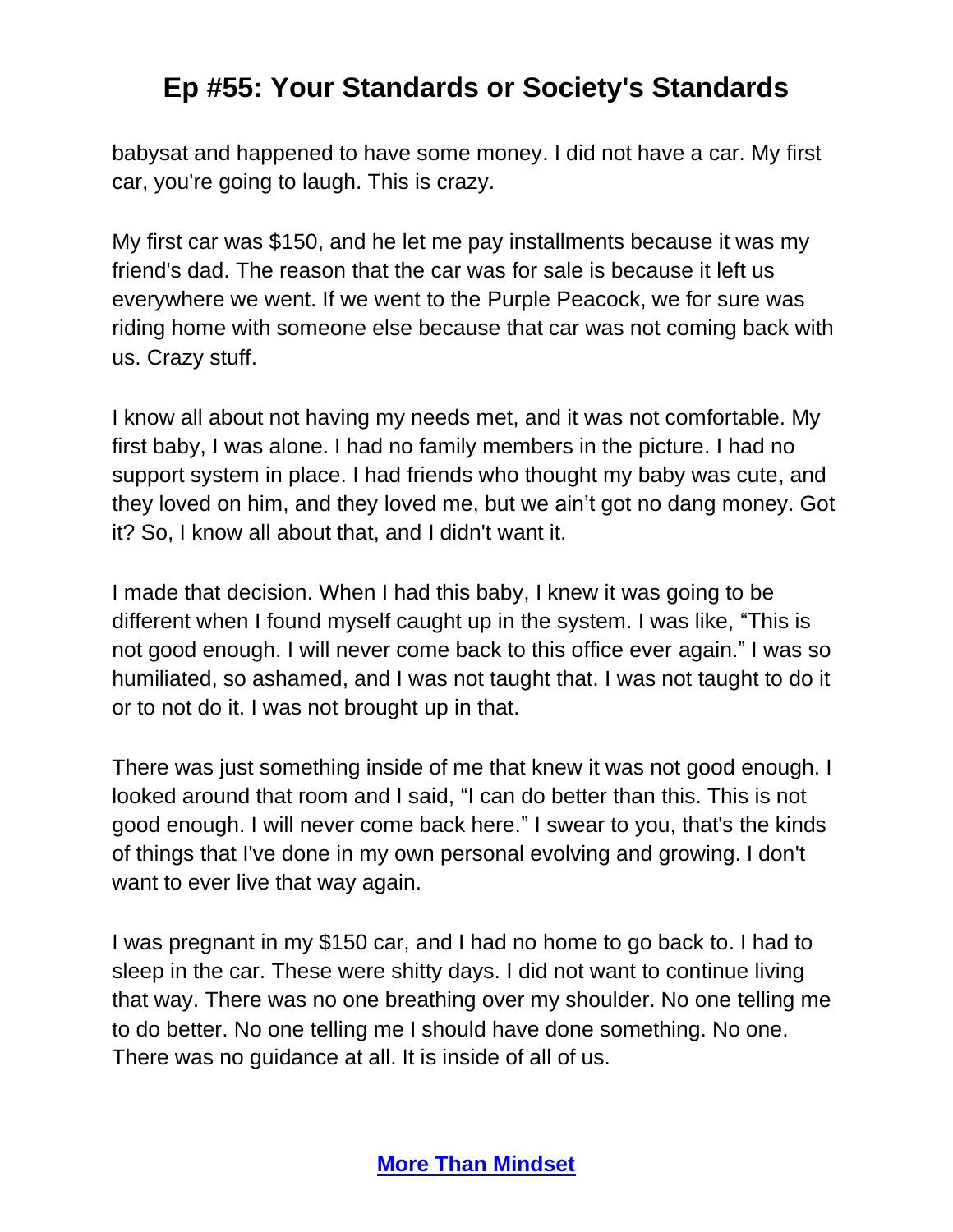babysat and happened to have some money. I did not have a car. My first car, you're going to laugh. This is crazy.

My first car was $150, and he let me pay installments because it was my friend's dad. The reason that the car was for sale is because it left us everywhere we went. If we went to the Purple Peacock, we for sure was riding home with someone else because that car was not coming back with us. Crazy stuff.

I know all about not having my needs met, and it was not comfortable. My first baby, I was alone. I had no family members in the picture. I had no support system in place. I had friends who thought my baby was cute, and they loved on him, and they loved me, but we ain't got no dang money. Got it? So, I know all about that, and I didn't want it.

I made that decision. When I had this baby, I knew it was going to be different when I found myself caught up in the system. I was like, "This is not good enough. I will never come back to this office ever again." I was so humiliated, so ashamed, and I was not taught that. I was not taught to do it or to not do it. I was not brought up in that.

There was just something inside of me that knew it was not good enough. I looked around that room and I said, "I can do better than this. This is not good enough. I will never come back here." I swear to you, that's the kinds of things that I've done in my own personal evolving and growing. I don't want to ever live that way again.

I was pregnant in my $150 car, and I had no home to go back to. I had to sleep in the car. These were shitty days. I did not want to continue living that way. There was no one breathing over my shoulder. No one telling me to do better. No one telling me I should have done something. No one. There was no guidance at all. It is inside of all of us.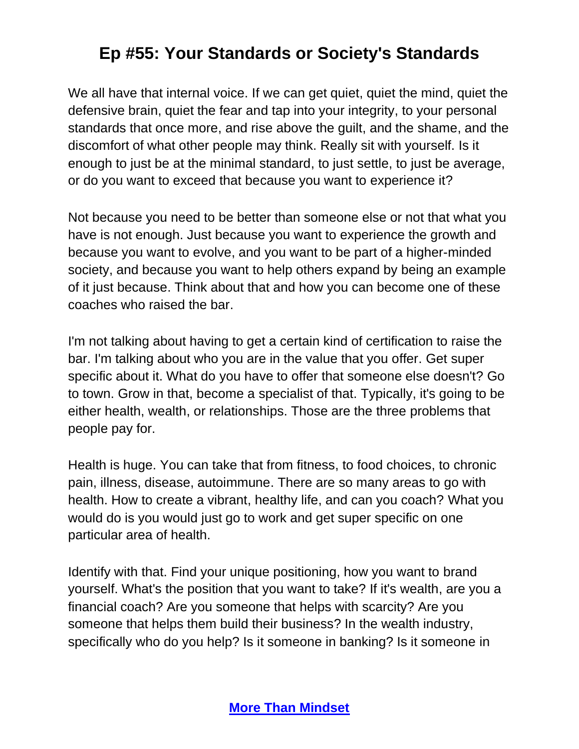# Ep #55: Your Standards or Society's Standards

We all have that internal voice. If we can get quiet, quiet the mind, quiet the defensive brain, quiet the fear and tap into your integrity, to your personal standards that once more, and rise above the guilt, and the shame, and the discomfort of what other people may think. Really sit with yourself. Is it enough to just be at the minimal standard, to just settle, to just be average, or do you want to exceed that because you want to experience it?

Not because you need to be better than someone else or not that what you have is not enough. Just because you want to experience the growth and because you want to evolve, and you want to be part of a higher-minded society, and because you want to help others expand by being an example of it just because. Think about that and how you can become one of these coaches who raised the bar.

I'm not talking about having to get a certain kind of certification to raise the bar. I'm talking about who you are in the value that you offer. Get super specific about it. What do you have to offer that someone else doesn't? Go to town. Grow in that, become a specialist of that. Typically, it's going to be either health, wealth, or relationships. Those are the three problems that people pay for.

Health is huge. You can take that from fitness, to food choices, to chronic pain, illness, disease, autoimmune. There are so many areas to go with health. How to create a vibrant, healthy life, and can you coach? What you would do is you would just go to work and get super specific on one particular area of health.

Identify with that. Find your unique positioning, how you want to brand yourself. What's the position that you want to take? If it's wealth, are you a financial coach? Are you someone that helps with scarcity? Are you someone that helps them build their business? In the wealth industry, specifically who do you help? Is it someone in banking? Is it someone in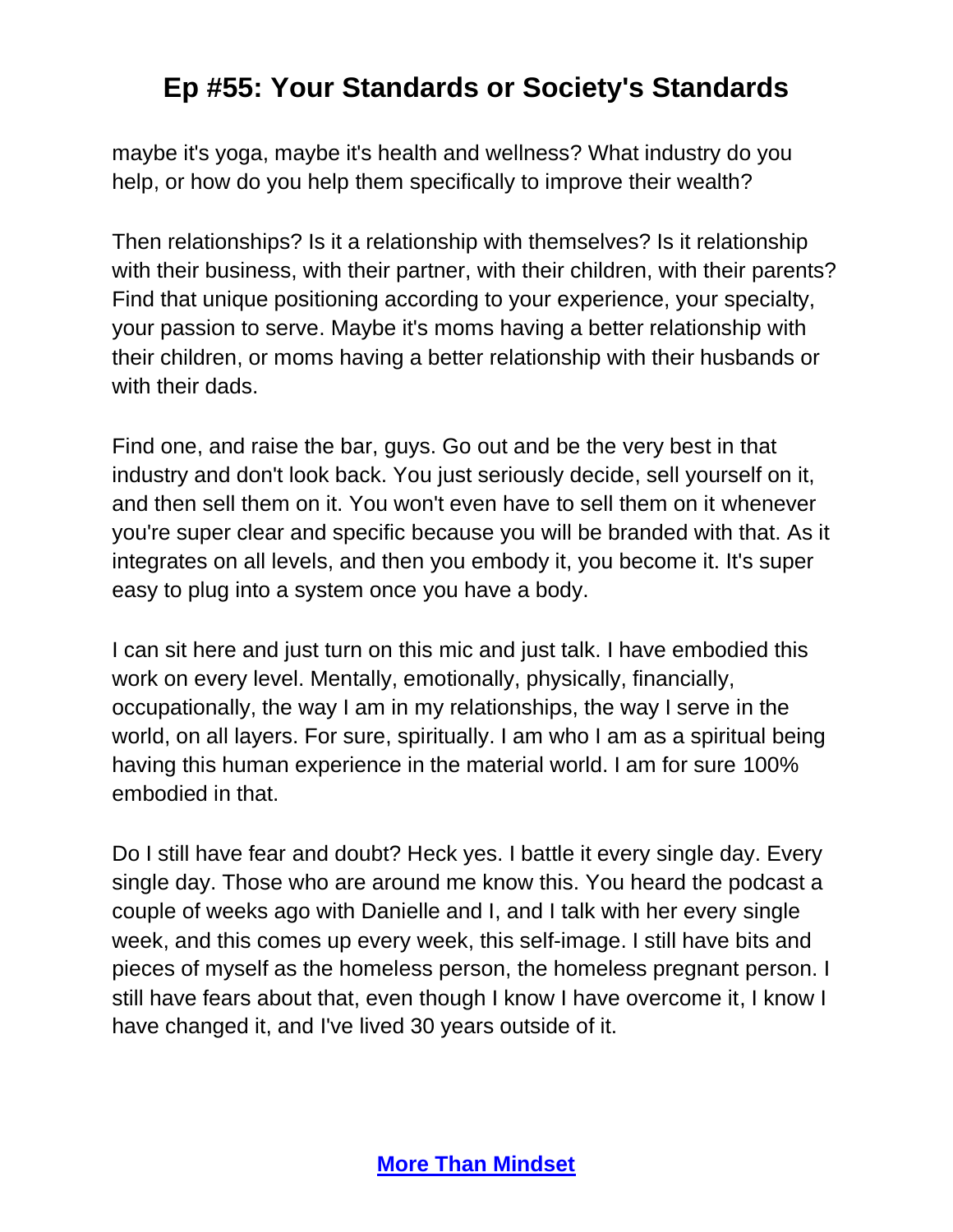maybe it's yoga, maybe it's health and wellness? What industry do you help, or how do you help them specifically to improve their wealth?

Then relationships? Is it a relationship with themselves? Is it relationship with their business, with their partner, with their children, with their parents? Find that unique positioning according to your experience, your specialty, your passion to serve. Maybe it's moms having a better relationship with their children, or moms having a better relationship with their husbands or with their dads.

Find one, and raise the bar, guys. Go out and be the very best in that industry and don't look back. You just seriously decide, sell yourself on it, and then sell them on it. You won't even have to sell them on it whenever you're super clear and specific because you will be branded with that. As it integrates on all levels, and then you embody it, you become it. It's super easy to plug into a system once you have a body.

I can sit here and just turn on this mic and just talk. I have embodied this work on every level. Mentally, emotionally, physically, financially, occupationally, the way I am in my relationships, the way I serve in the world, on all layers. For sure, spiritually. I am who I am as a spiritual being having this human experience in the material world. I am for sure 100% embodied in that.

Do I still have fear and doubt? Heck yes. I battle it every single day. Every single day. Those who are around me know this. You heard the podcast a couple of weeks ago with Danielle and I, and I talk with her every single week, and this comes up every week, this self-image. I still have bits and pieces of myself as the homeless person, the homeless pregnant person. I still have fears about that, even though I know I have overcome it, I know I have changed it, and I've lived 30 years outside of it.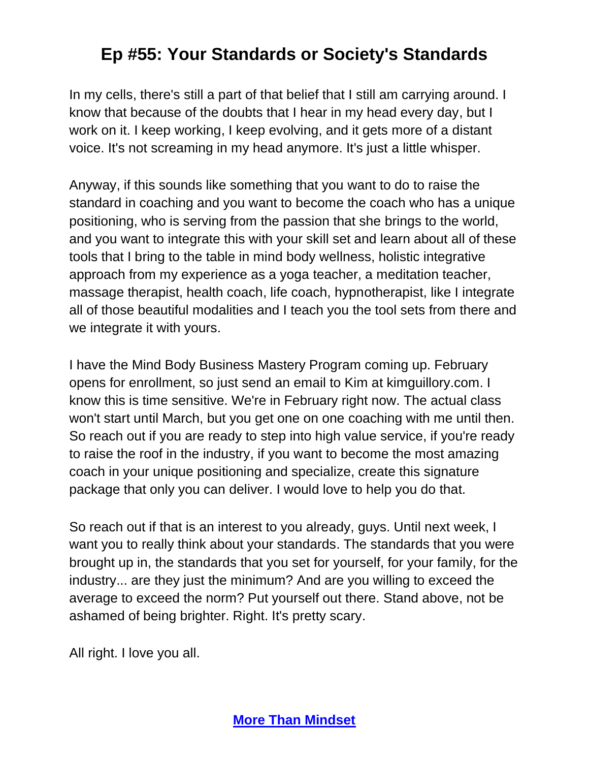In my cells, there's still a part of that belief that I still am carrying around. I know that because of the doubts that I hear in my head every day, but I work on it. I keep working, I keep evolving, and it gets more of a distant voice. It's not screaming in my head anymore. It's just a little whisper.

Anyway, if this sounds like something that you want to do to raise the standard in coaching and you want to become the coach who has a unique positioning, who is serving from the passion that she brings to the world, and you want to integrate this with your skill set and learn about all of these tools that I bring to the table in mind body wellness, holistic integrative approach from my experience as a yoga teacher, a meditation teacher, massage therapist, health coach, life coach, hypnotherapist, like I integrate all of those beautiful modalities and I teach you the tool sets from there and we integrate it with yours.

I have the Mind Body Business Mastery Program coming up. February opens for enrollment, so just send an email to Kim at kimguillory.com. I know this is time sensitive. We're in February right now. The actual class won't start until March, but you get one on one coaching with me until then. So reach out if you are ready to step into high value service, if you're ready to raise the roof in the industry, if you want to become the most amazing coach in your unique positioning and specialize, create this signature package that only you can deliver. I would love to help you do that.

So reach out if that is an interest to you already, guys. Until next week, I want you to really think about your standards. The standards that you were brought up in, the standards that you set for yourself, for your family, for the industry... are they just the minimum? And are you willing to exceed the average to exceed the norm? Put yourself out there. Stand above, not be ashamed of being brighter. Right. It's pretty scary.

All right. I love you all.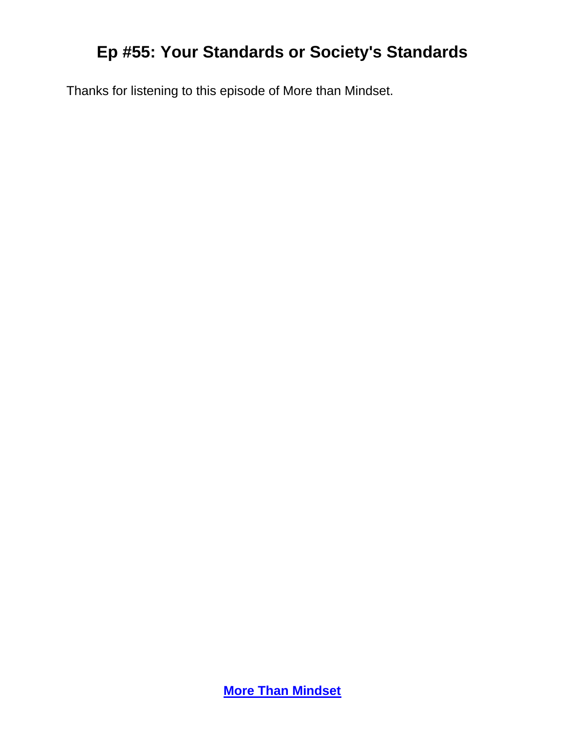Thanks for listening to this episode of More than Mindset.